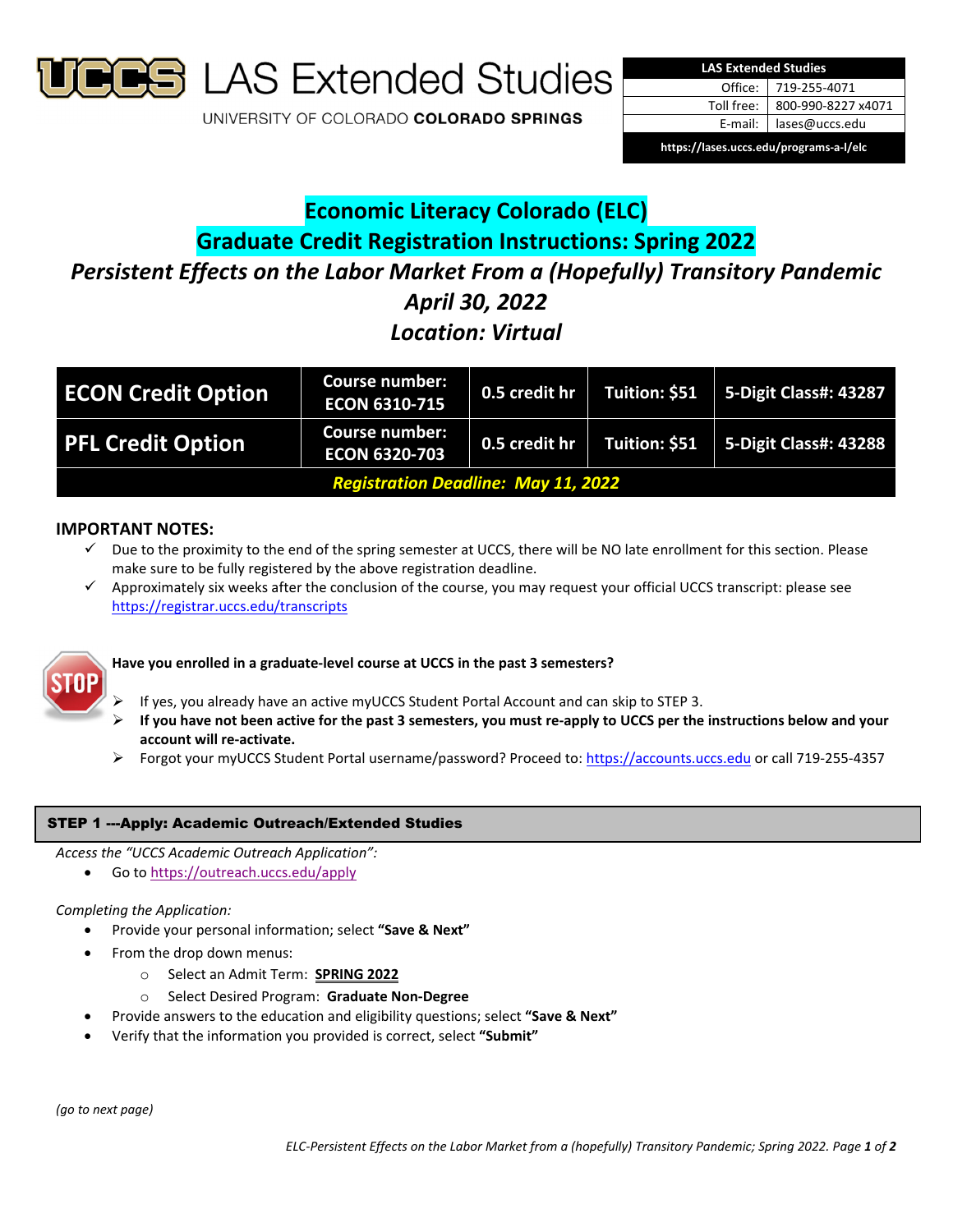# LAS Extended Studies

UNIVERSITY OF COLORADO **COLORADO SPRINGS**

| LAS Extended Studies | |
|---|---|
| Office: | 719-255-4071 |
| Toll free: | 800-990-8227 x4071 |
| E-mail: | lases@uccs.edu |
| https://lases.uccs.edu/programs-a-l/elc | |

## Economic Literacy Colorado (ELC)
## Graduate Credit Registration Instructions: Spring 2022

### *Persistent Effects on the Labor Market From a (Hopefully) Transitory Pandemic*
### *April 30, 2022*
### *Location: Virtual*

| | | | | |
|---|---|---|---|---|
| **ECON Credit Option** | **Course number: ECON 6310-715** | **0.5 credit hr** | **Tuition: $51** | **5-Digit Class#: 43287** |
| **PFL Credit Option** | **Course number: ECON 6320-703** | **0.5 credit hr** | **Tuition: $51** | **5-Digit Class#: 43288** |
| ***Registration Deadline: May 11, 2022*** | | | | |

## IMPORTANT NOTES:

- ✓ Due to the proximity to the end of the spring semester at UCCS, there will be NO late enrollment for this section. Please make sure to be fully registered by the above registration deadline.
- ✓ Approximately six weeks after the conclusion of the course, you may request your official UCCS transcript: please see https://registrar.uccs.edu/transcripts

**Have you enrolled in a graduate-level course at UCCS in the past 3 semesters?**

- If yes, you already have an active myUCCS Student Portal Account and can skip to STEP 3.
- **If you have not been active for the past 3 semesters, you must re-apply to UCCS per the instructions below and your account will re-activate.**
- Forgot your myUCCS Student Portal username/password? Proceed to: https://accounts.uccs.edu or call 719-255-4357

## STEP 1 ---Apply: Academic Outreach/Extended Studies

*Access the "UCCS Academic Outreach Application":*

- Go to https://outreach.uccs.edu/apply

*Completing the Application:*

- Provide your personal information; select **"Save & Next"**
- From the drop down menus:
  - Select an Admit Term: **SPRING 2022**
  - Select Desired Program: **Graduate Non-Degree**
- Provide answers to the education and eligibility questions; select **"Save & Next"**
- Verify that the information you provided is correct, select **"Submit"**

*(go to next page)*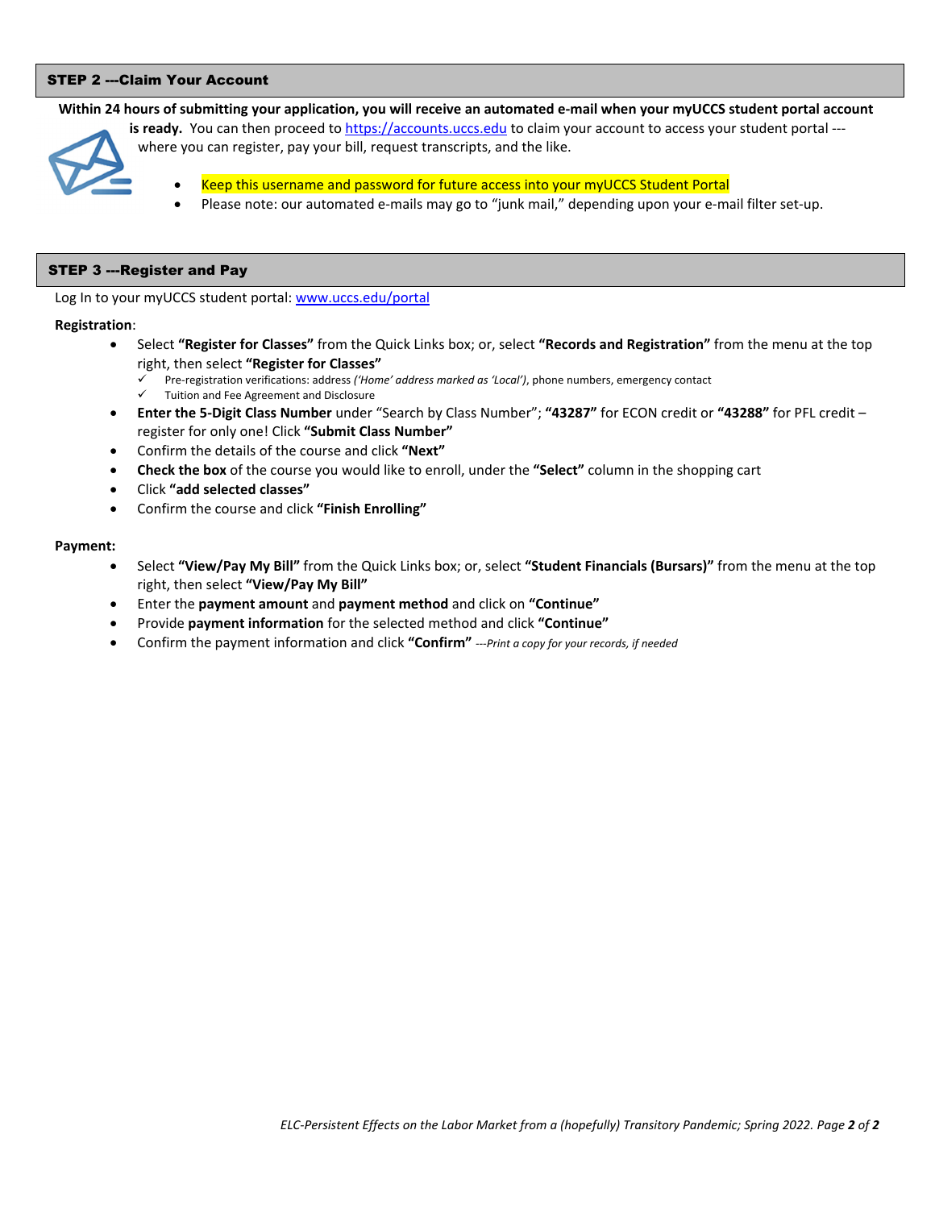## STEP 2 ---Claim Your Account

**Within 24 hours of submitting your application, you will receive an automated e-mail when your myUCCS student portal account is ready.** You can then proceed to https://accounts.uccs.edu to claim your account to access your student portal --- where you can register, pay your bill, request transcripts, and the like.

- Keep this username and password for future access into your myUCCS Student Portal
- Please note: our automated e-mails may go to "junk mail," depending upon your e-mail filter set-up.

## STEP 3 ---Register and Pay

Log In to your myUCCS student portal: www.uccs.edu/portal

**Registration**:

- Select **"Register for Classes"** from the Quick Links box; or, select **"Records and Registration"** from the menu at the top right, then select **"Register for Classes"**
  - ✓ Pre-registration verifications: address *('Home' address marked as 'Local')*, phone numbers, emergency contact
  - ✓ Tuition and Fee Agreement and Disclosure
- **Enter the 5-Digit Class Number** under "Search by Class Number"; **"43287"** for ECON credit or **"43288"** for PFL credit – register for only one! Click **"Submit Class Number"**
- Confirm the details of the course and click **"Next"**
- **Check the box** of the course you would like to enroll, under the **"Select"** column in the shopping cart
- Click **"add selected classes"**
- Confirm the course and click **"Finish Enrolling"**

**Payment:**

- Select **"View/Pay My Bill"** from the Quick Links box; or, select **"Student Financials (Bursars)"** from the menu at the top right, then select **"View/Pay My Bill"**
- Enter the **payment amount** and **payment method** and click on **"Continue"**
- Provide **payment information** for the selected method and click **"Continue"**
- Confirm the payment information and click **"Confirm"** *---Print a copy for your records, if needed*